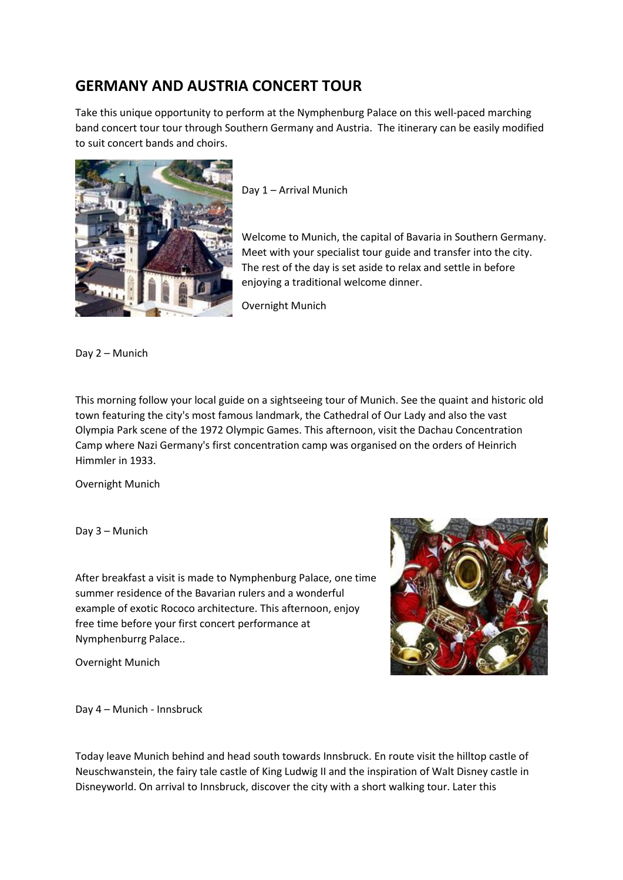# GERMANY AND AUSTRIA CONCERT TOUR

Take this unique opportunity to perform at the Nymphenburg Palace on this well-paced marching band concert tour tour through Southern Germany and Austria. The itinerary can be easily modified to suit concert bands and choirs.

Day 1 – Arrival Munich

Welcome to Munich, the capital of Bavaria in Southern Germany. Meet with your specialist tour guide and transfer into the city. The rest of the day is set aside to relax and settle in before enjoying a traditional welcome dinner.

Overnight Munich

Day 2 – Munich

This morning follow your local guide on a sightseeing tour of Munich. See the quaint and historic old town featuring the city's most famous landmark, the Cathedral of Our Lady and also the vast Olympia Park scene of the 1972 Olympic Games. This afternoon, visit the Dachau Concentration Camp where Nazi Germany's first concentration camp was organised on the orders of Heinrich Himmler in 1933.

Overnight Munich

Day 3 – Munich

After breakfast a visit is made to Nymphenburg Palace, one time summer residence of the Bavarian rulers and a wonderful example of exotic Rococo architecture. This afternoon, enjoy free time before your first concert performance at Nymphenburrg Palace..

Overnight Munich

Day 4 – Munich - Innsbruck

Today leave Munich behind and head south towards Innsbruck. En route visit the hilltop castle of Neuschwanstein, the fairy tale castle of King Ludwig II and the inspiration of Walt Disney castle in Disneyworld. On arrival to Innsbruck, discover the city with a short walking tour. Later this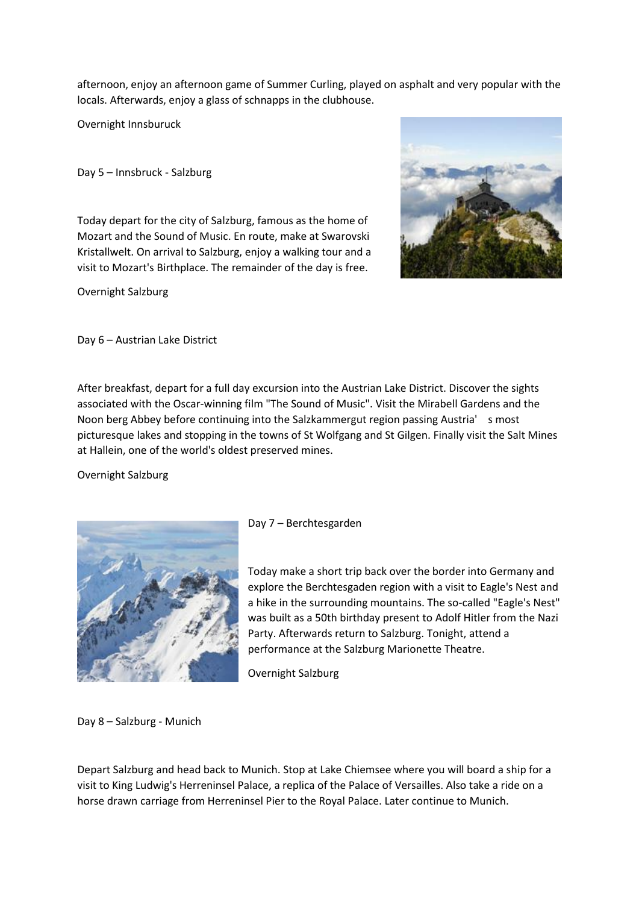afternoon, enjoy an afternoon game of Summer Curling, played on asphalt and very popular with the locals. Afterwards, enjoy a glass of schnapps in the clubhouse.

Overnight Innsburuck

Day 5 – Innsbruck - Salzburg

Today depart for the city of Salzburg, famous as the home of Mozart and the Sound of Music. En route, make at Swarovski Kristallwelt. On arrival to Salzburg, enjoy a walking tour and a visit to Mozart's Birthplace. The remainder of the day is free.

Overnight Salzburg

Day 6 – Austrian Lake District

After breakfast, depart for a full day excursion into the Austrian Lake District. Discover the sights associated with the Oscar-winning film "The Sound of Music". Visit the Mirabell Gardens and the Noon berg Abbey before continuing into the Salzkammergut region passing Austria' s most picturesque lakes and stopping in the towns of St Wolfgang and St Gilgen. Finally visit the Salt Mines at Hallein, one of the world's oldest preserved mines.

Overnight Salzburg

Day 7 – Berchtesgarden

Today make a short trip back over the border into Germany and explore the Berchtesgaden region with a visit to Eagle's Nest and a hike in the surrounding mountains. The so-called "Eagle's Nest" was built as a 50th birthday present to Adolf Hitler from the Nazi Party. Afterwards return to Salzburg. Tonight, attend a performance at the Salzburg Marionette Theatre.

Overnight Salzburg

Day 8 – Salzburg - Munich

Depart Salzburg and head back to Munich. Stop at Lake Chiemsee where you will board a ship for a visit to King Ludwig's Herreninsel Palace, a replica of the Palace of Versailles. Also take a ride on a horse drawn carriage from Herreninsel Pier to the Royal Palace. Later continue to Munich.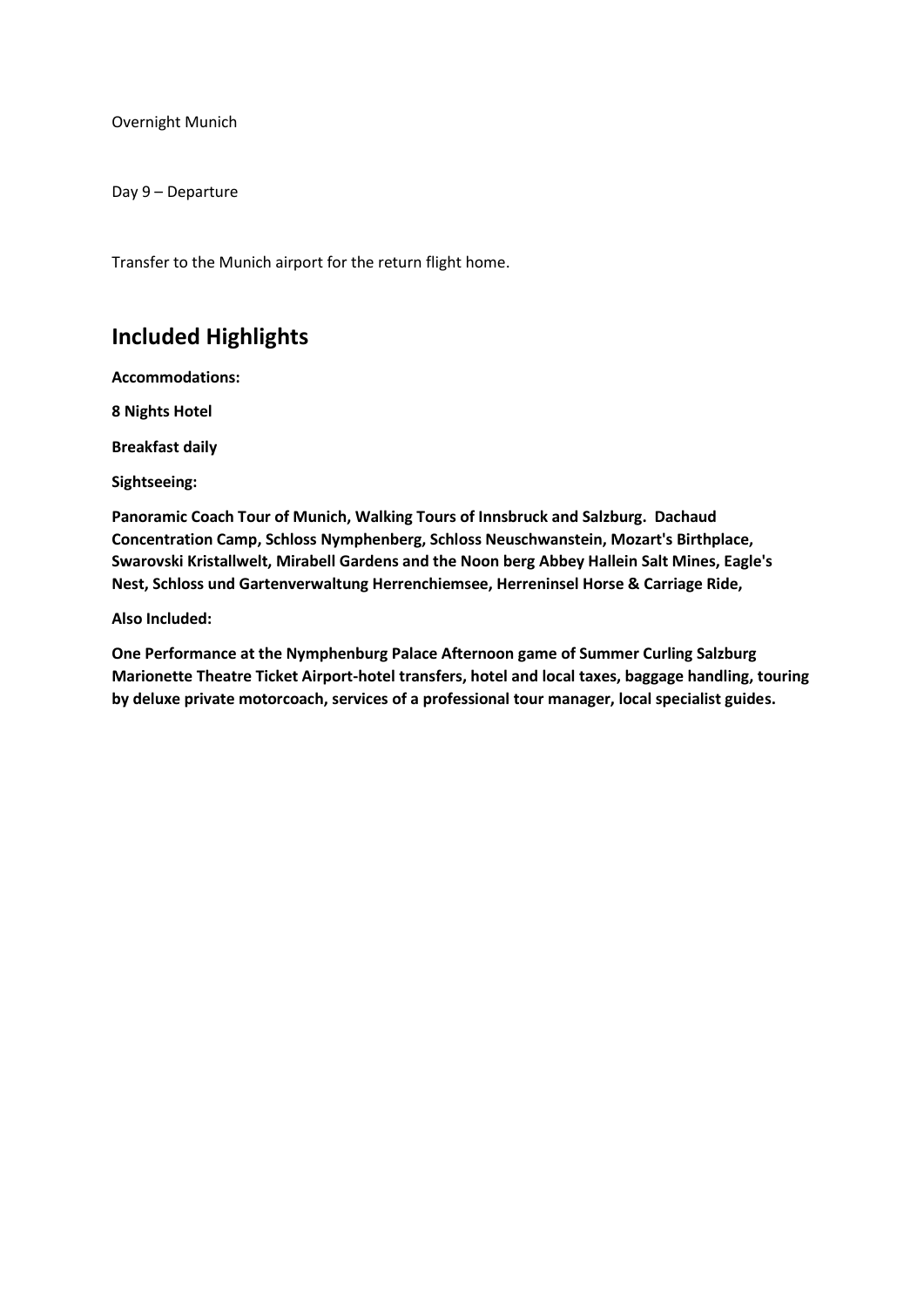Overnight Munich

Day 9 – Departure

Transfer to the Munich airport for the return flight home.

## Included Highlights

**Accommodations:**

**8 Nights Hotel**

**Breakfast daily**

**Sightseeing:**

**Panoramic Coach Tour of Munich, Walking Tours of Innsbruck and Salzburg. Dachaud Concentration Camp, Schloss Nymphenberg, Schloss Neuschwanstein, Mozart's Birthplace, Swarovski Kristallwelt, Mirabell Gardens and the Noon berg Abbey Hallein Salt Mines, Eagle's Nest, Schloss und Gartenverwaltung Herrenchiemsee, Herreninsel Horse & Carriage Ride,**

**Also Included:**

**One Performance at the Nymphenburg Palace Afternoon game of Summer Curling Salzburg Marionette Theatre Ticket Airport-hotel transfers, hotel and local taxes, baggage handling, touring by deluxe private motorcoach, services of a professional tour manager, local specialist guides.**